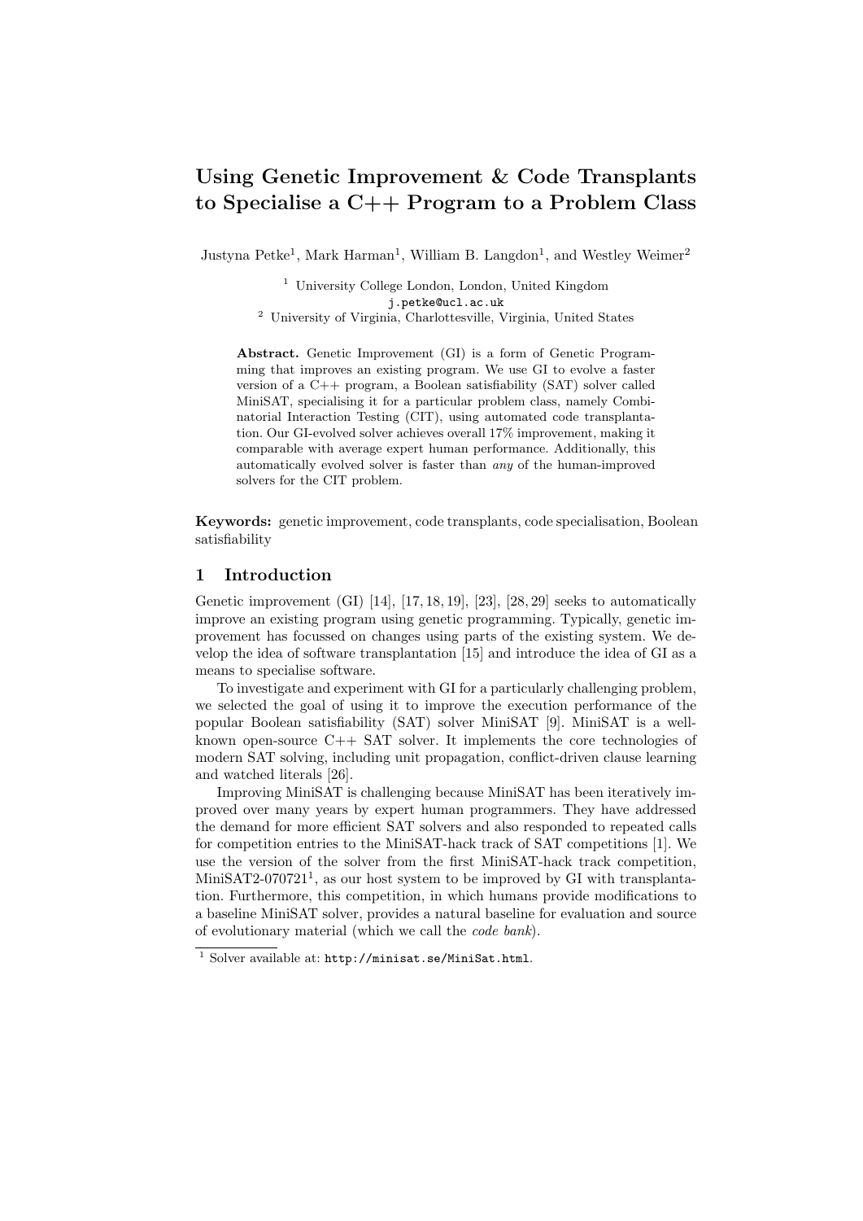# Using Genetic Improvement & Code Transplants to Specialise a C++ Program to a Problem Class

Justyna Petke[1], Mark Harman[1], William B. Langdon[1], and Westley Weimer[2]

[1] University College London, London, United Kingdom
j.petke@ucl.ac.uk
[2] University of Virginia, Charlottesville, Virginia, United States

**Abstract.** Genetic Improvement (GI) is a form of Genetic Programming that improves an existing program. We use GI to evolve a faster version of a C++ program, a Boolean satisfiability (SAT) solver called MiniSAT, specialising it for a particular problem class, namely Combinatorial Interaction Testing (CIT), using automated code transplantation. Our GI-evolved solver achieves overall 17% improvement, making it comparable with average expert human performance. Additionally, this automatically evolved solver is faster than *any* of the human-improved solvers for the CIT problem.

**Keywords:** genetic improvement, code transplants, code specialisation, Boolean satisfiability

## 1 Introduction

Genetic improvement (GI) [14], [17, 18, 19], [23], [28, 29] seeks to automatically improve an existing program using genetic programming. Typically, genetic improvement has focussed on changes using parts of the existing system. We develop the idea of software transplantation [15] and introduce the idea of GI as a means to specialise software.

To investigate and experiment with GI for a particularly challenging problem, we selected the goal of using it to improve the execution performance of the popular Boolean satisfiability (SAT) solver MiniSAT [9]. MiniSAT is a well-known open-source C++ SAT solver. It implements the core technologies of modern SAT solving, including unit propagation, conflict-driven clause learning and watched literals [26].

Improving MiniSAT is challenging because MiniSAT has been iteratively improved over many years by expert human programmers. They have addressed the demand for more efficient SAT solvers and also responded to repeated calls for competition entries to the MiniSAT-hack track of SAT competitions [1]. We use the version of the solver from the first MiniSAT-hack track competition, MiniSAT2-070721[1], as our host system to be improved by GI with transplantation. Furthermore, this competition, in which humans provide modifications to a baseline MiniSAT solver, provides a natural baseline for evaluation and source of evolutionary material (which we call the *code bank*).

[1] Solver available at: http://minisat.se/MiniSat.html.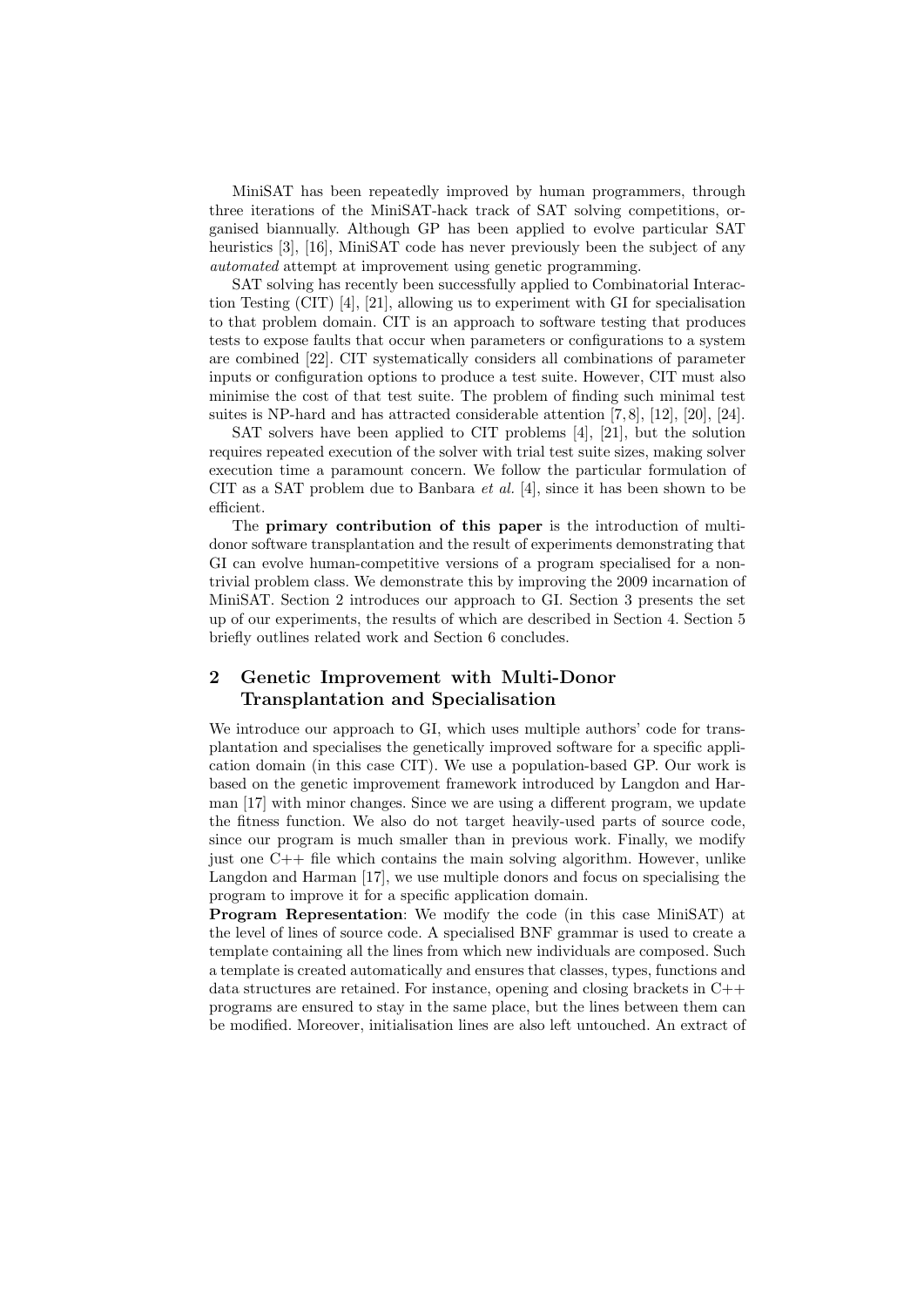MiniSAT has been repeatedly improved by human programmers, through three iterations of the MiniSAT-hack track of SAT solving competitions, organised biannually. Although GP has been applied to evolve particular SAT heuristics [3], [16], MiniSAT code has never previously been the subject of any *automated* attempt at improvement using genetic programming.

SAT solving has recently been successfully applied to Combinatorial Interaction Testing (CIT) [4], [21], allowing us to experiment with GI for specialisation to that problem domain. CIT is an approach to software testing that produces tests to expose faults that occur when parameters or configurations to a system are combined [22]. CIT systematically considers all combinations of parameter inputs or configuration options to produce a test suite. However, CIT must also minimise the cost of that test suite. The problem of finding such minimal test suites is NP-hard and has attracted considerable attention [7, 8], [12], [20], [24].

SAT solvers have been applied to CIT problems [4], [21], but the solution requires repeated execution of the solver with trial test suite sizes, making solver execution time a paramount concern. We follow the particular formulation of CIT as a SAT problem due to Banbara *et al.* [4], since it has been shown to be efficient.

The **primary contribution of this paper** is the introduction of multi-donor software transplantation and the result of experiments demonstrating that GI can evolve human-competitive versions of a program specialised for a non-trivial problem class. We demonstrate this by improving the 2009 incarnation of MiniSAT. Section 2 introduces our approach to GI. Section 3 presents the set up of our experiments, the results of which are described in Section 4. Section 5 briefly outlines related work and Section 6 concludes.

## 2 Genetic Improvement with Multi-Donor Transplantation and Specialisation

We introduce our approach to GI, which uses multiple authors' code for transplantation and specialises the genetically improved software for a specific application domain (in this case CIT). We use a population-based GP. Our work is based on the genetic improvement framework introduced by Langdon and Harman [17] with minor changes. Since we are using a different program, we update the fitness function. We also do not target heavily-used parts of source code, since our program is much smaller than in previous work. Finally, we modify just one C++ file which contains the main solving algorithm. However, unlike Langdon and Harman [17], we use multiple donors and focus on specialising the program to improve it for a specific application domain.

**Program Representation**: We modify the code (in this case MiniSAT) at the level of lines of source code. A specialised BNF grammar is used to create a template containing all the lines from which new individuals are composed. Such a template is created automatically and ensures that classes, types, functions and data structures are retained. For instance, opening and closing brackets in C++ programs are ensured to stay in the same place, but the lines between them can be modified. Moreover, initialisation lines are also left untouched. An extract of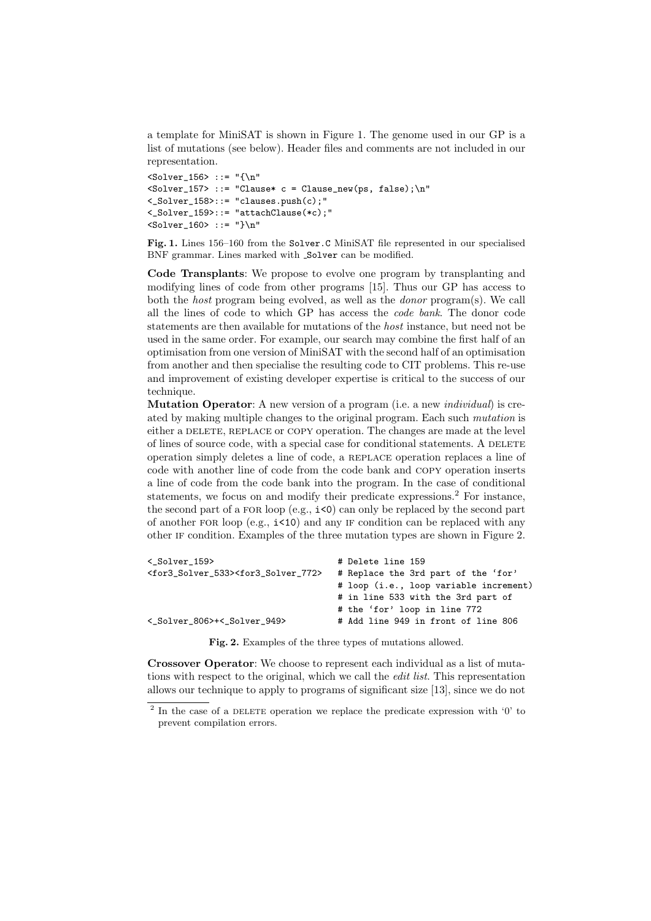a template for MiniSAT is shown in Figure 1. The genome used in our GP is a list of mutations (see below). Header files and comments are not included in our representation.

```
<Solver_156> ::= "{\n"
<Solver_157> ::= "Clause* c = Clause_new(ps, false);\n"
<_Solver_158>::= "clauses.push(c);"
<_Solver_159>::= "attachClause(*c);"
<Solver_160> ::= "}\n"
```

**Fig. 1.** Lines 156–160 from the `Solver.C` MiniSAT file represented in our specialised BNF grammar. Lines marked with `_Solver` can be modified.

**Code Transplants**: We propose to evolve one program by transplanting and modifying lines of code from other programs [15]. Thus our GP has access to both the *host* program being evolved, as well as the *donor* program(s). We call all the lines of code to which GP has access the *code bank*. The donor code statements are then available for mutations of the *host* instance, but need not be used in the same order. For example, our search may combine the first half of an optimisation from one version of MiniSAT with the second half of an optimisation from another and then specialise the resulting code to CIT problems. This re-use and improvement of existing developer expertise is critical to the success of our technique.

**Mutation Operator**: A new version of a program (i.e. a new *individual*) is created by making multiple changes to the original program. Each such *mutation* is either a DELETE, REPLACE or COPY operation. The changes are made at the level of lines of source code, with a special case for conditional statements. A DELETE operation simply deletes a line of code, a REPLACE operation replaces a line of code with another line of code from the code bank and COPY operation inserts a line of code from the code bank into the program. In the case of conditional statements, we focus on and modify their predicate expressions.[2] For instance, the second part of a FOR loop (e.g., `i<0`) can only be replaced by the second part of another FOR loop (e.g., `i<10`) and any IF condition can be replaced with any other IF condition. Examples of the three mutation types are shown in Figure 2.

```
<_Solver_159>                       # Delete line 159
<for3_Solver_533><for3_Solver_772>  # Replace the 3rd part of the 'for'
                                    # loop (i.e., loop variable increment)
                                    # in line 533 with the 3rd part of
                                    # the 'for' loop in line 772
<_Solver_806>+<_Solver_949>         # Add line 949 in front of line 806
```

**Fig. 2.** Examples of the three types of mutations allowed.

**Crossover Operator**: We choose to represent each individual as a list of mutations with respect to the original, which we call the *edit list*. This representation allows our technique to apply to programs of significant size [13], since we do not

[2] In the case of a DELETE operation we replace the predicate expression with '0' to prevent compilation errors.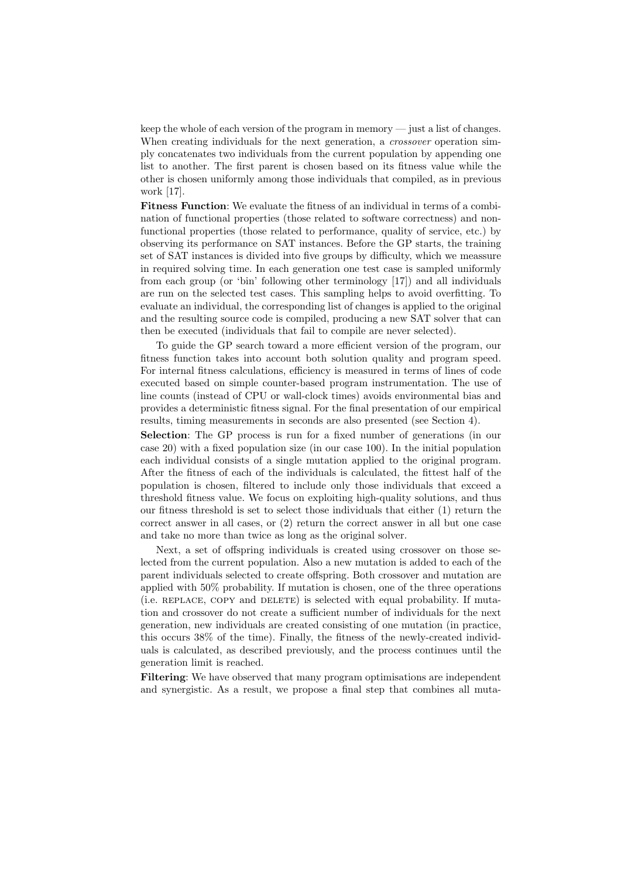keep the whole of each version of the program in memory — just a list of changes. When creating individuals for the next generation, a *crossover* operation simply concatenates two individuals from the current population by appending one list to another. The first parent is chosen based on its fitness value while the other is chosen uniformly among those individuals that compiled, as in previous work [17].

**Fitness Function**: We evaluate the fitness of an individual in terms of a combination of functional properties (those related to software correctness) and non-functional properties (those related to performance, quality of service, etc.) by observing its performance on SAT instances. Before the GP starts, the training set of SAT instances is divided into five groups by difficulty, which we meassure in required solving time. In each generation one test case is sampled uniformly from each group (or 'bin' following other terminology [17]) and all individuals are run on the selected test cases. This sampling helps to avoid overfitting. To evaluate an individual, the corresponding list of changes is applied to the original and the resulting source code is compiled, producing a new SAT solver that can then be executed (individuals that fail to compile are never selected).

To guide the GP search toward a more efficient version of the program, our fitness function takes into account both solution quality and program speed. For internal fitness calculations, efficiency is measured in terms of lines of code executed based on simple counter-based program instrumentation. The use of line counts (instead of CPU or wall-clock times) avoids environmental bias and provides a deterministic fitness signal. For the final presentation of our empirical results, timing measurements in seconds are also presented (see Section 4).

**Selection**: The GP process is run for a fixed number of generations (in our case 20) with a fixed population size (in our case 100). In the initial population each individual consists of a single mutation applied to the original program. After the fitness of each of the individuals is calculated, the fittest half of the population is chosen, filtered to include only those individuals that exceed a threshold fitness value. We focus on exploiting high-quality solutions, and thus our fitness threshold is set to select those individuals that either (1) return the correct answer in all cases, or (2) return the correct answer in all but one case and take no more than twice as long as the original solver.

Next, a set of offspring individuals is created using crossover on those selected from the current population. Also a new mutation is added to each of the parent individuals selected to create offspring. Both crossover and mutation are applied with 50% probability. If mutation is chosen, one of the three operations (i.e. REPLACE, COPY and DELETE) is selected with equal probability. If mutation and crossover do not create a sufficient number of individuals for the next generation, new individuals are created consisting of one mutation (in practice, this occurs 38% of the time). Finally, the fitness of the newly-created individuals is calculated, as described previously, and the process continues until the generation limit is reached.

**Filtering**: We have observed that many program optimisations are independent and synergistic. As a result, we propose a final step that combines all muta-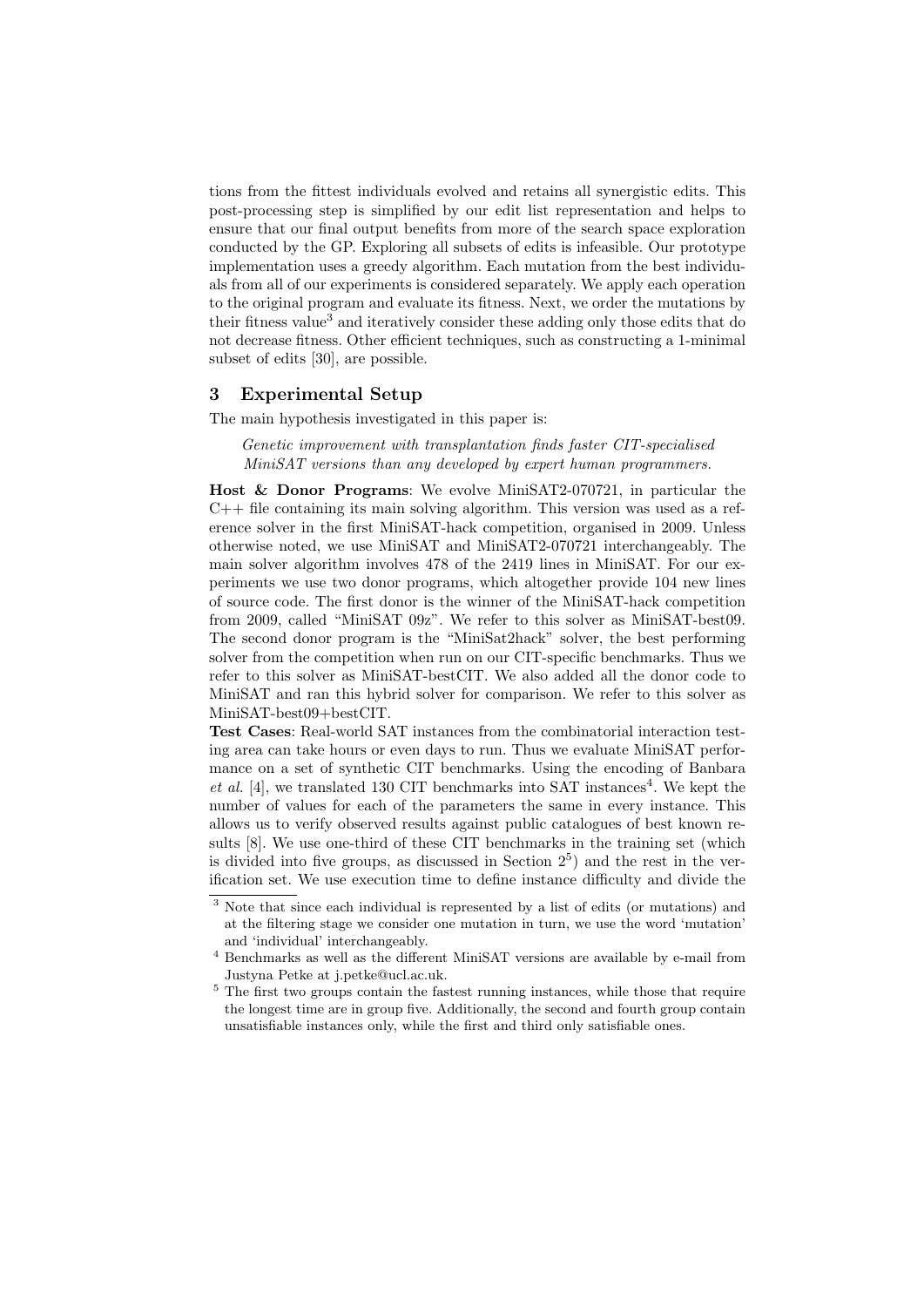tions from the fittest individuals evolved and retains all synergistic edits. This post-processing step is simplified by our edit list representation and helps to ensure that our final output benefits from more of the search space exploration conducted by the GP. Exploring all subsets of edits is infeasible. Our prototype implementation uses a greedy algorithm. Each mutation from the best individuals from all of our experiments is considered separately. We apply each operation to the original program and evaluate its fitness. Next, we order the mutations by their fitness value[3] and iteratively consider these adding only those edits that do not decrease fitness. Other efficient techniques, such as constructing a 1-minimal subset of edits [30], are possible.

## 3 Experimental Setup

The main hypothesis investigated in this paper is:

> *Genetic improvement with transplantation finds faster CIT-specialised MiniSAT versions than any developed by expert human programmers.*

**Host & Donor Programs**: We evolve MiniSAT2-070721, in particular the C++ file containing its main solving algorithm. This version was used as a reference solver in the first MiniSAT-hack competition, organised in 2009. Unless otherwise noted, we use MiniSAT and MiniSAT2-070721 interchangeably. The main solver algorithm involves 478 of the 2419 lines in MiniSAT. For our experiments we use two donor programs, which altogether provide 104 new lines of source code. The first donor is the winner of the MiniSAT-hack competition from 2009, called "MiniSAT 09z". We refer to this solver as MiniSAT-best09. The second donor program is the "MiniSat2hack" solver, the best performing solver from the competition when run on our CIT-specific benchmarks. Thus we refer to this solver as MiniSAT-bestCIT. We also added all the donor code to MiniSAT and ran this hybrid solver for comparison. We refer to this solver as MiniSAT-best09+bestCIT.

**Test Cases**: Real-world SAT instances from the combinatorial interaction testing area can take hours or even days to run. Thus we evaluate MiniSAT performance on a set of synthetic CIT benchmarks. Using the encoding of Banbara *et al.* [4], we translated 130 CIT benchmarks into SAT instances[4]. We kept the number of values for each of the parameters the same in every instance. This allows us to verify observed results against public catalogues of best known results [8]. We use one-third of these CIT benchmarks in the training set (which is divided into five groups, as discussed in Section 2[5]) and the rest in the verification set. We use execution time to define instance difficulty and divide the

[3] Note that since each individual is represented by a list of edits (or mutations) and at the filtering stage we consider one mutation in turn, we use the word 'mutation' and 'individual' interchangeably.

[4] Benchmarks as well as the different MiniSAT versions are available by e-mail from Justyna Petke at j.petke@ucl.ac.uk.

[5] The first two groups contain the fastest running instances, while those that require the longest time are in group five. Additionally, the second and fourth group contain unsatisfiable instances only, while the first and third only satisfiable ones.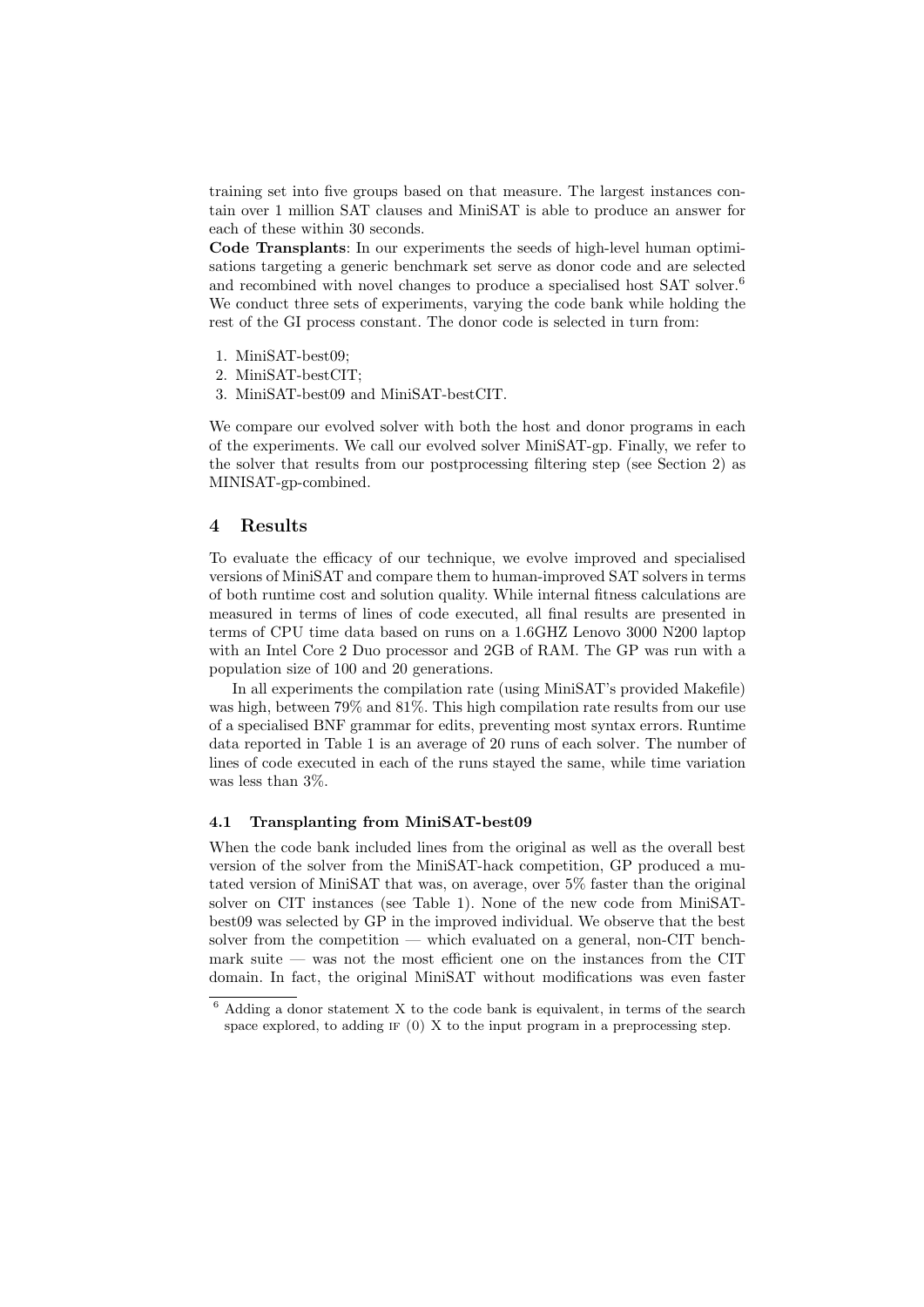training set into five groups based on that measure. The largest instances contain over 1 million SAT clauses and MiniSAT is able to produce an answer for each of these within 30 seconds.

**Code Transplants**: In our experiments the seeds of high-level human optimisations targeting a generic benchmark set serve as donor code and are selected and recombined with novel changes to produce a specialised host SAT solver.[6] We conduct three sets of experiments, varying the code bank while holding the rest of the GI process constant. The donor code is selected in turn from:

1. MiniSAT-best09;
2. MiniSAT-bestCIT;
3. MiniSAT-best09 and MiniSAT-bestCIT.

We compare our evolved solver with both the host and donor programs in each of the experiments. We call our evolved solver MiniSAT-gp. Finally, we refer to the solver that results from our postprocessing filtering step (see Section 2) as MINISAT-gp-combined.

## 4 Results

To evaluate the efficacy of our technique, we evolve improved and specialised versions of MiniSAT and compare them to human-improved SAT solvers in terms of both runtime cost and solution quality. While internal fitness calculations are measured in terms of lines of code executed, all final results are presented in terms of CPU time data based on runs on a 1.6GHZ Lenovo 3000 N200 laptop with an Intel Core 2 Duo processor and 2GB of RAM. The GP was run with a population size of 100 and 20 generations.

In all experiments the compilation rate (using MiniSAT's provided Makefile) was high, between 79% and 81%. This high compilation rate results from our use of a specialised BNF grammar for edits, preventing most syntax errors. Runtime data reported in Table 1 is an average of 20 runs of each solver. The number of lines of code executed in each of the runs stayed the same, while time variation was less than 3%.

### 4.1 Transplanting from MiniSAT-best09

When the code bank included lines from the original as well as the overall best version of the solver from the MiniSAT-hack competition, GP produced a mutated version of MiniSAT that was, on average, over 5% faster than the original solver on CIT instances (see Table 1). None of the new code from MiniSAT-best09 was selected by GP in the improved individual. We observe that the best solver from the competition — which evaluated on a general, non-CIT benchmark suite — was not the most efficient one on the instances from the CIT domain. In fact, the original MiniSAT without modifications was even faster

[6] Adding a donor statement X to the code bank is equivalent, in terms of the search space explored, to adding IF (0) X to the input program in a preprocessing step.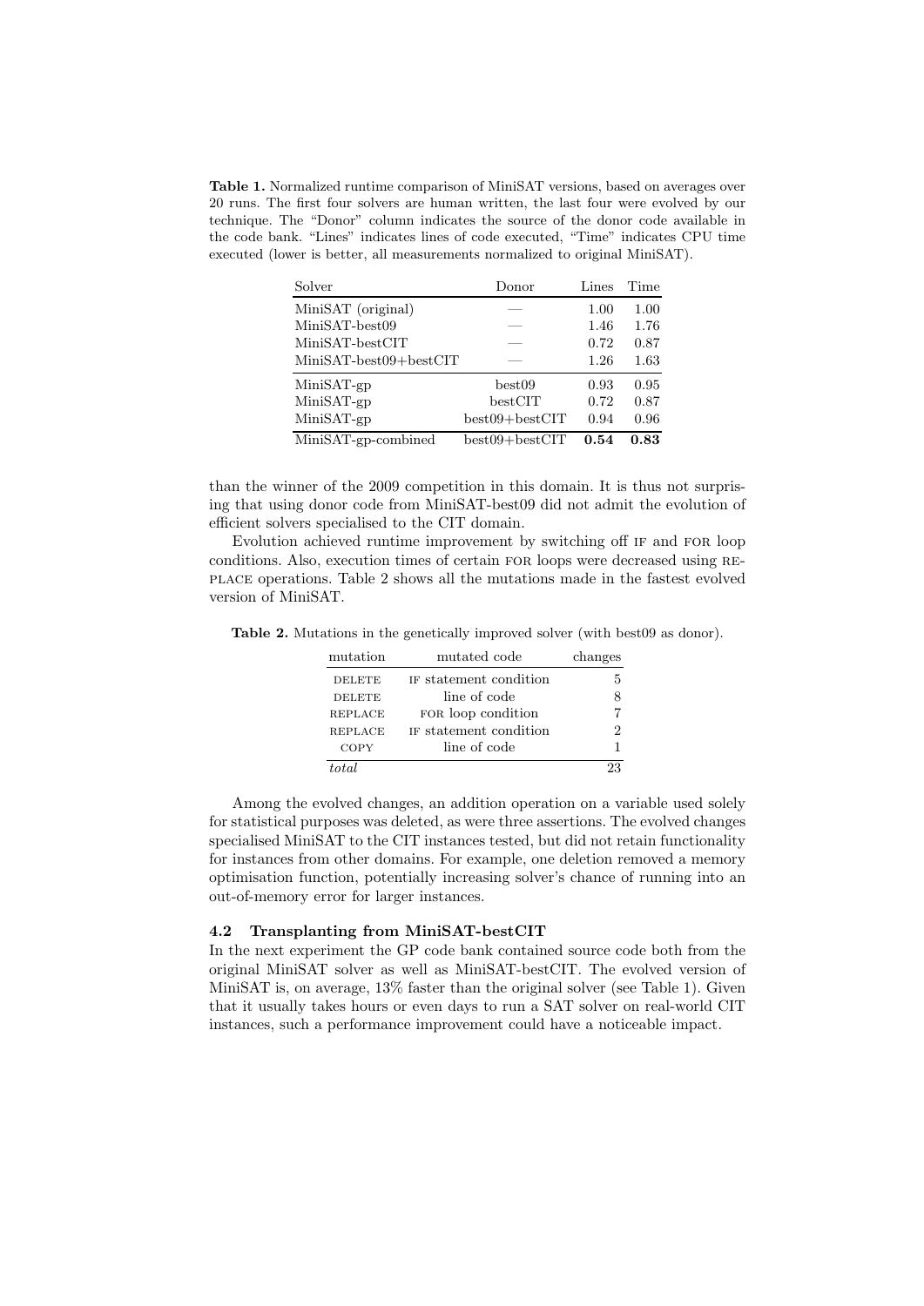**Table 1.** Normalized runtime comparison of MiniSAT versions, based on averages over 20 runs. The first four solvers are human written, the last four were evolved by our technique. The "Donor" column indicates the source of the donor code available in the code bank. "Lines" indicates lines of code executed, "Time" indicates CPU time executed (lower is better, all measurements normalized to original MiniSAT).

| Solver | Donor | Lines | Time |
|---|---|---|---|
| MiniSAT (original) | — | 1.00 | 1.00 |
| MiniSAT-best09 | — | 1.46 | 1.76 |
| MiniSAT-bestCIT | — | 0.72 | 0.87 |
| MiniSAT-best09+bestCIT | — | 1.26 | 1.63 |
| MiniSAT-gp | best09 | 0.93 | 0.95 |
| MiniSAT-gp | bestCIT | 0.72 | 0.87 |
| MiniSAT-gp | best09+bestCIT | 0.94 | 0.96 |
| MiniSAT-gp-combined | best09+bestCIT | **0.54** | **0.83** |

than the winner of the 2009 competition in this domain. It is thus not surprising that using donor code from MiniSAT-best09 did not admit the evolution of efficient solvers specialised to the CIT domain.

Evolution achieved runtime improvement by switching off IF and FOR loop conditions. Also, execution times of certain FOR loops were decreased using REPLACE operations. Table 2 shows all the mutations made in the fastest evolved version of MiniSAT.

**Table 2.** Mutations in the genetically improved solver (with best09 as donor).

| mutation | mutated code | changes |
|---|---|---|
| DELETE | IF statement condition | 5 |
| DELETE | line of code | 8 |
| REPLACE | FOR loop condition | 7 |
| REPLACE | IF statement condition | 2 |
| COPY | line of code | 1 |
| *total* | | 23 |

Among the evolved changes, an addition operation on a variable used solely for statistical purposes was deleted, as were three assertions. The evolved changes specialised MiniSAT to the CIT instances tested, but did not retain functionality for instances from other domains. For example, one deletion removed a memory optimisation function, potentially increasing solver's chance of running into an out-of-memory error for larger instances.

### 4.2 Transplanting from MiniSAT-bestCIT

In the next experiment the GP code bank contained source code both from the original MiniSAT solver as well as MiniSAT-bestCIT. The evolved version of MiniSAT is, on average, 13% faster than the original solver (see Table 1). Given that it usually takes hours or even days to run a SAT solver on real-world CIT instances, such a performance improvement could have a noticeable impact.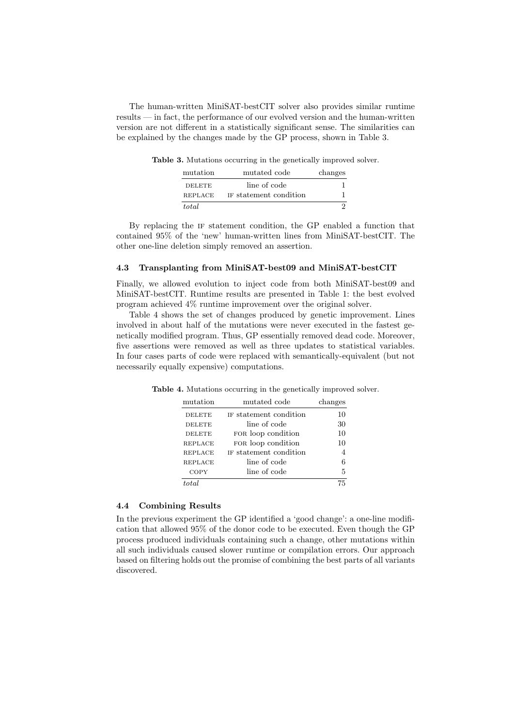The human-written MiniSAT-bestCIT solver also provides similar runtime results — in fact, the performance of our evolved version and the human-written version are not different in a statistically significant sense. The similarities can be explained by the changes made by the GP process, shown in Table 3.

**Table 3.** Mutations occurring in the genetically improved solver.

| mutation | mutated code | changes |
|---|---|---|
| DELETE | line of code | 1 |
| REPLACE | IF statement condition | 1 |
| *total* | | 2 |

By replacing the IF statement condition, the GP enabled a function that contained 95% of the 'new' human-written lines from MiniSAT-bestCIT. The other one-line deletion simply removed an assertion.

### 4.3 Transplanting from MiniSAT-best09 and MiniSAT-bestCIT

Finally, we allowed evolution to inject code from both MiniSAT-best09 and MiniSAT-bestCIT. Runtime results are presented in Table 1: the best evolved program achieved 4% runtime improvement over the original solver.

Table 4 shows the set of changes produced by genetic improvement. Lines involved in about half of the mutations were never executed in the fastest genetically modified program. Thus, GP essentially removed dead code. Moreover, five assertions were removed as well as three updates to statistical variables. In four cases parts of code were replaced with semantically-equivalent (but not necessarily equally expensive) computations.

**Table 4.** Mutations occurring in the genetically improved solver.

| mutation | mutated code | changes |
|---|---|---|
| DELETE | IF statement condition | 10 |
| DELETE | line of code | 30 |
| DELETE | FOR loop condition | 10 |
| REPLACE | FOR loop condition | 10 |
| REPLACE | IF statement condition | 4 |
| REPLACE | line of code | 6 |
| COPY | line of code | 5 |
| *total* | | 75 |

### 4.4 Combining Results

In the previous experiment the GP identified a 'good change': a one-line modification that allowed 95% of the donor code to be executed. Even though the GP process produced individuals containing such a change, other mutations within all such individuals caused slower runtime or compilation errors. Our approach based on filtering holds out the promise of combining the best parts of all variants discovered.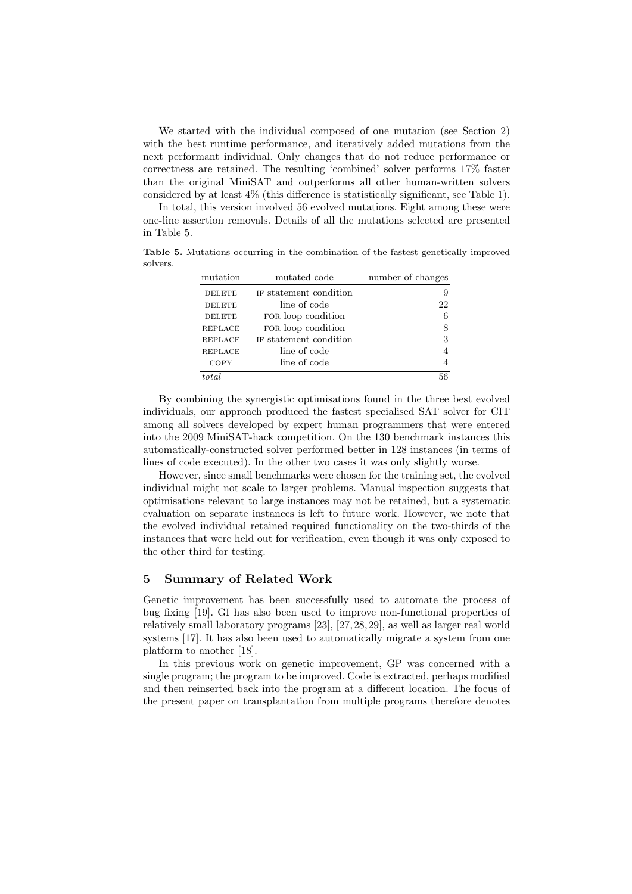We started with the individual composed of one mutation (see Section 2) with the best runtime performance, and iteratively added mutations from the next performant individual. Only changes that do not reduce performance or correctness are retained. The resulting 'combined' solver performs 17% faster than the original MiniSAT and outperforms all other human-written solvers considered by at least 4% (this difference is statistically significant, see Table 1).

In total, this version involved 56 evolved mutations. Eight among these were one-line assertion removals. Details of all the mutations selected are presented in Table 5.

**Table 5.** Mutations occurring in the combination of the fastest genetically improved solvers.

| mutation | mutated code | number of changes |
|---|---|---|
| DELETE | IF statement condition | 9 |
| DELETE | line of code | 22 |
| DELETE | FOR loop condition | 6 |
| REPLACE | FOR loop condition | 8 |
| REPLACE | IF statement condition | 3 |
| REPLACE | line of code | 4 |
| COPY | line of code | 4 |
| *total* | | 56 |

By combining the synergistic optimisations found in the three best evolved individuals, our approach produced the fastest specialised SAT solver for CIT among all solvers developed by expert human programmers that were entered into the 2009 MiniSAT-hack competition. On the 130 benchmark instances this automatically-constructed solver performed better in 128 instances (in terms of lines of code executed). In the other two cases it was only slightly worse.

However, since small benchmarks were chosen for the training set, the evolved individual might not scale to larger problems. Manual inspection suggests that optimisations relevant to large instances may not be retained, but a systematic evaluation on separate instances is left to future work. However, we note that the evolved individual retained required functionality on the two-thirds of the instances that were held out for verification, even though it was only exposed to the other third for testing.

## 5 Summary of Related Work

Genetic improvement has been successfully used to automate the process of bug fixing [19]. GI has also been used to improve non-functional properties of relatively small laboratory programs [23], [27, 28, 29], as well as larger real world systems [17]. It has also been used to automatically migrate a system from one platform to another [18].

In this previous work on genetic improvement, GP was concerned with a single program; the program to be improved. Code is extracted, perhaps modified and then reinserted back into the program at a different location. The focus of the present paper on transplantation from multiple programs therefore denotes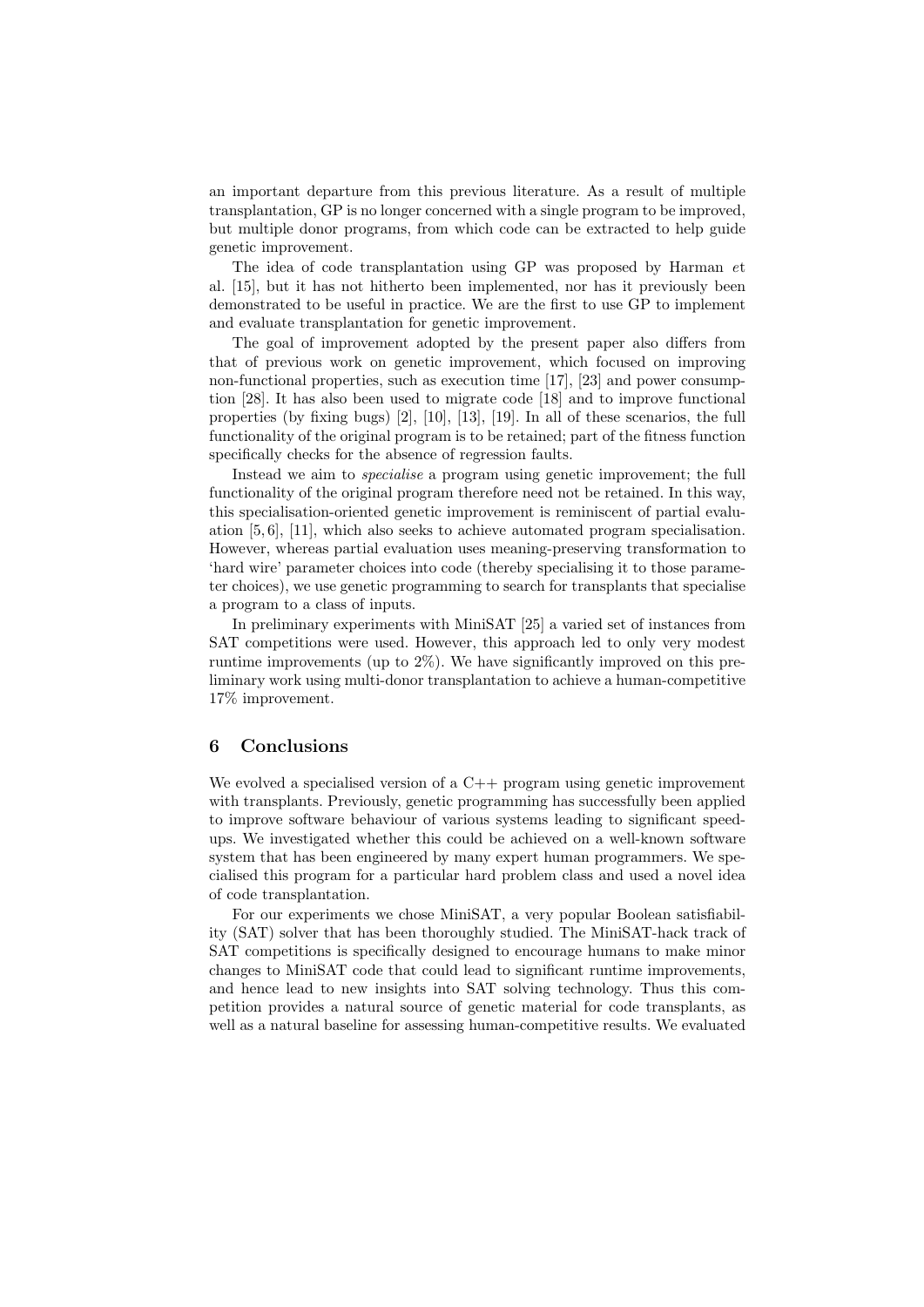an important departure from this previous literature. As a result of multiple transplantation, GP is no longer concerned with a single program to be improved, but multiple donor programs, from which code can be extracted to help guide genetic improvement.

The idea of code transplantation using GP was proposed by Harman *et al.* [15], but it has not hitherto been implemented, nor has it previously been demonstrated to be useful in practice. We are the first to use GP to implement and evaluate transplantation for genetic improvement.

The goal of improvement adopted by the present paper also differs from that of previous work on genetic improvement, which focused on improving non-functional properties, such as execution time [17], [23] and power consumption [28]. It has also been used to migrate code [18] and to improve functional properties (by fixing bugs) [2], [10], [13], [19]. In all of these scenarios, the full functionality of the original program is to be retained; part of the fitness function specifically checks for the absence of regression faults.

Instead we aim to *specialise* a program using genetic improvement; the full functionality of the original program therefore need not be retained. In this way, this specialisation-oriented genetic improvement is reminiscent of partial evaluation [5, 6], [11], which also seeks to achieve automated program specialisation. However, whereas partial evaluation uses meaning-preserving transformation to 'hard wire' parameter choices into code (thereby specialising it to those parameter choices), we use genetic programming to search for transplants that specialise a program to a class of inputs.

In preliminary experiments with MiniSAT [25] a varied set of instances from SAT competitions were used. However, this approach led to only very modest runtime improvements (up to 2%). We have significantly improved on this preliminary work using multi-donor transplantation to achieve a human-competitive 17% improvement.

## 6 Conclusions

We evolved a specialised version of a C++ program using genetic improvement with transplants. Previously, genetic programming has successfully been applied to improve software behaviour of various systems leading to significant speedups. We investigated whether this could be achieved on a well-known software system that has been engineered by many expert human programmers. We specialised this program for a particular hard problem class and used a novel idea of code transplantation.

For our experiments we chose MiniSAT, a very popular Boolean satisfiability (SAT) solver that has been thoroughly studied. The MiniSAT-hack track of SAT competitions is specifically designed to encourage humans to make minor changes to MiniSAT code that could lead to significant runtime improvements, and hence lead to new insights into SAT solving technology. Thus this competition provides a natural source of genetic material for code transplants, as well as a natural baseline for assessing human-competitive results. We evaluated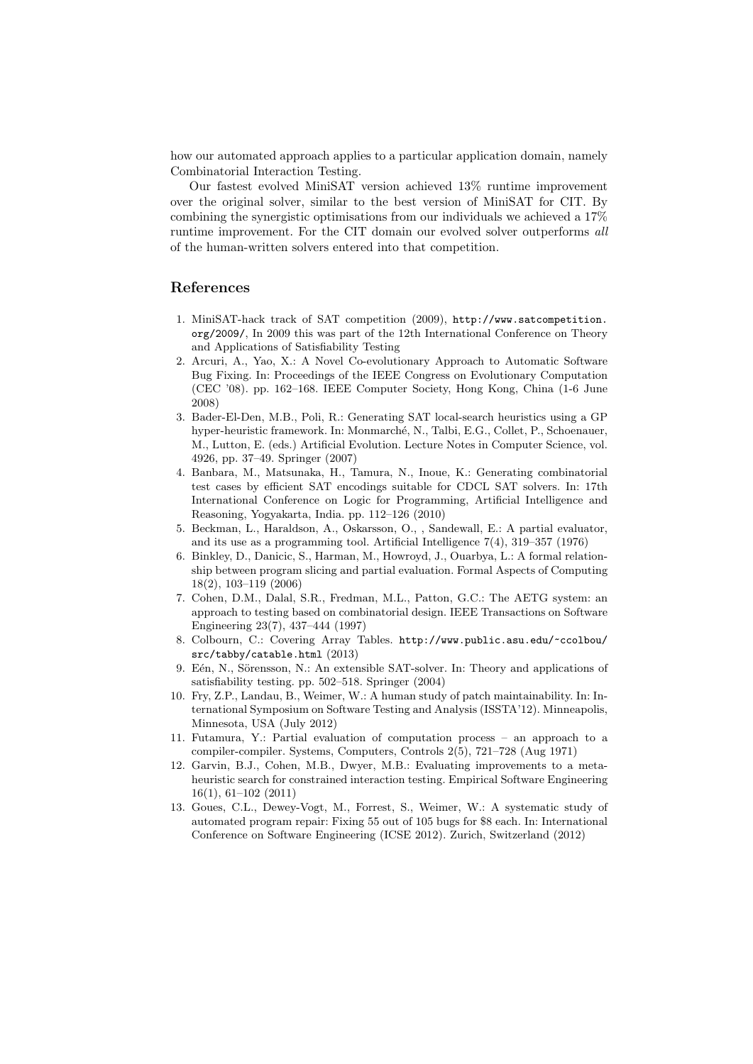how our automated approach applies to a particular application domain, namely Combinatorial Interaction Testing.

Our fastest evolved MiniSAT version achieved 13% runtime improvement over the original solver, similar to the best version of MiniSAT for CIT. By combining the synergistic optimisations from our individuals we achieved a 17% runtime improvement. For the CIT domain our evolved solver outperforms *all* of the human-written solvers entered into that competition.

## References

1. MiniSAT-hack track of SAT competition (2009), http://www.satcompetition.org/2009/, In 2009 this was part of the 12th International Conference on Theory and Applications of Satisfiability Testing
2. Arcuri, A., Yao, X.: A Novel Co-evolutionary Approach to Automatic Software Bug Fixing. In: Proceedings of the IEEE Congress on Evolutionary Computation (CEC '08). pp. 162–168. IEEE Computer Society, Hong Kong, China (1-6 June 2008)
3. Bader-El-Den, M.B., Poli, R.: Generating SAT local-search heuristics using a GP hyper-heuristic framework. In: Monmarché, N., Talbi, E.G., Collet, P., Schoenauer, M., Lutton, E. (eds.) Artificial Evolution. Lecture Notes in Computer Science, vol. 4926, pp. 37–49. Springer (2007)
4. Banbara, M., Matsunaka, H., Tamura, N., Inoue, K.: Generating combinatorial test cases by efficient SAT encodings suitable for CDCL SAT solvers. In: 17th International Conference on Logic for Programming, Artificial Intelligence and Reasoning, Yogyakarta, India. pp. 112–126 (2010)
5. Beckman, L., Haraldson, A., Oskarsson, O., , Sandewall, E.: A partial evaluator, and its use as a programming tool. Artificial Intelligence 7(4), 319–357 (1976)
6. Binkley, D., Danicic, S., Harman, M., Howroyd, J., Ouarbya, L.: A formal relationship between program slicing and partial evaluation. Formal Aspects of Computing 18(2), 103–119 (2006)
7. Cohen, D.M., Dalal, S.R., Fredman, M.L., Patton, G.C.: The AETG system: an approach to testing based on combinatorial design. IEEE Transactions on Software Engineering 23(7), 437–444 (1997)
8. Colbourn, C.: Covering Array Tables. http://www.public.asu.edu/~ccolbou/src/tabby/catable.html (2013)
9. Eén, N., Sörensson, N.: An extensible SAT-solver. In: Theory and applications of satisfiability testing. pp. 502–518. Springer (2004)
10. Fry, Z.P., Landau, B., Weimer, W.: A human study of patch maintainability. In: International Symposium on Software Testing and Analysis (ISSTA'12). Minneapolis, Minnesota, USA (July 2012)
11. Futamura, Y.: Partial evaluation of computation process – an approach to a compiler-compiler. Systems, Computers, Controls 2(5), 721–728 (Aug 1971)
12. Garvin, B.J., Cohen, M.B., Dwyer, M.B.: Evaluating improvements to a metaheuristic search for constrained interaction testing. Empirical Software Engineering 16(1), 61–102 (2011)
13. Goues, C.L., Dewey-Vogt, M., Forrest, S., Weimer, W.: A systematic study of automated program repair: Fixing 55 out of 105 bugs for $8 each. In: International Conference on Software Engineering (ICSE 2012). Zurich, Switzerland (2012)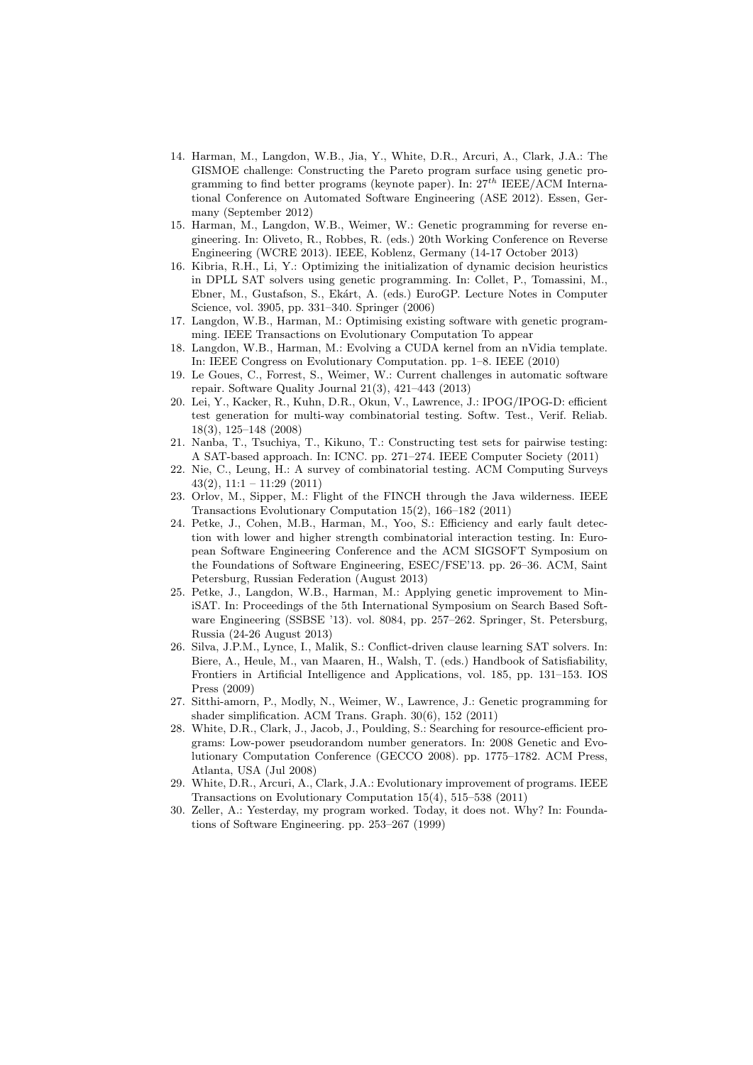14. Harman, M., Langdon, W.B., Jia, Y., White, D.R., Arcuri, A., Clark, J.A.: The GISMOE challenge: Constructing the Pareto program surface using genetic programming to find better programs (keynote paper). In: $27^{th}$ IEEE/ACM International Conference on Automated Software Engineering (ASE 2012). Essen, Germany (September 2012)
15. Harman, M., Langdon, W.B., Weimer, W.: Genetic programming for reverse engineering. In: Oliveto, R., Robbes, R. (eds.) 20th Working Conference on Reverse Engineering (WCRE 2013). IEEE, Koblenz, Germany (14-17 October 2013)
16. Kibria, R.H., Li, Y.: Optimizing the initialization of dynamic decision heuristics in DPLL SAT solvers using genetic programming. In: Collet, P., Tomassini, M., Ebner, M., Gustafson, S., Ekárt, A. (eds.) EuroGP. Lecture Notes in Computer Science, vol. 3905, pp. 331–340. Springer (2006)
17. Langdon, W.B., Harman, M.: Optimising existing software with genetic programming. IEEE Transactions on Evolutionary Computation To appear
18. Langdon, W.B., Harman, M.: Evolving a CUDA kernel from an nVidia template. In: IEEE Congress on Evolutionary Computation. pp. 1–8. IEEE (2010)
19. Le Goues, C., Forrest, S., Weimer, W.: Current challenges in automatic software repair. Software Quality Journal 21(3), 421–443 (2013)
20. Lei, Y., Kacker, R., Kuhn, D.R., Okun, V., Lawrence, J.: IPOG/IPOG-D: efficient test generation for multi-way combinatorial testing. Softw. Test., Verif. Reliab. 18(3), 125–148 (2008)
21. Nanba, T., Tsuchiya, T., Kikuno, T.: Constructing test sets for pairwise testing: A SAT-based approach. In: ICNC. pp. 271–274. IEEE Computer Society (2011)
22. Nie, C., Leung, H.: A survey of combinatorial testing. ACM Computing Surveys 43(2), 11:1 – 11:29 (2011)
23. Orlov, M., Sipper, M.: Flight of the FINCH through the Java wilderness. IEEE Transactions Evolutionary Computation 15(2), 166–182 (2011)
24. Petke, J., Cohen, M.B., Harman, M., Yoo, S.: Efficiency and early fault detection with lower and higher strength combinatorial interaction testing. In: European Software Engineering Conference and the ACM SIGSOFT Symposium on the Foundations of Software Engineering, ESEC/FSE'13. pp. 26–36. ACM, Saint Petersburg, Russian Federation (August 2013)
25. Petke, J., Langdon, W.B., Harman, M.: Applying genetic improvement to MiniSAT. In: Proceedings of the 5th International Symposium on Search Based Software Engineering (SSBSE '13). vol. 8084, pp. 257–262. Springer, St. Petersburg, Russia (24-26 August 2013)
26. Silva, J.P.M., Lynce, I., Malik, S.: Conflict-driven clause learning SAT solvers. In: Biere, A., Heule, M., van Maaren, H., Walsh, T. (eds.) Handbook of Satisfiability, Frontiers in Artificial Intelligence and Applications, vol. 185, pp. 131–153. IOS Press (2009)
27. Sitthi-amorn, P., Modly, N., Weimer, W., Lawrence, J.: Genetic programming for shader simplification. ACM Trans. Graph. 30(6), 152 (2011)
28. White, D.R., Clark, J., Jacob, J., Poulding, S.: Searching for resource-efficient programs: Low-power pseudorandom number generators. In: 2008 Genetic and Evolutionary Computation Conference (GECCO 2008). pp. 1775–1782. ACM Press, Atlanta, USA (Jul 2008)
29. White, D.R., Arcuri, A., Clark, J.A.: Evolutionary improvement of programs. IEEE Transactions on Evolutionary Computation 15(4), 515–538 (2011)
30. Zeller, A.: Yesterday, my program worked. Today, it does not. Why? In: Foundations of Software Engineering. pp. 253–267 (1999)